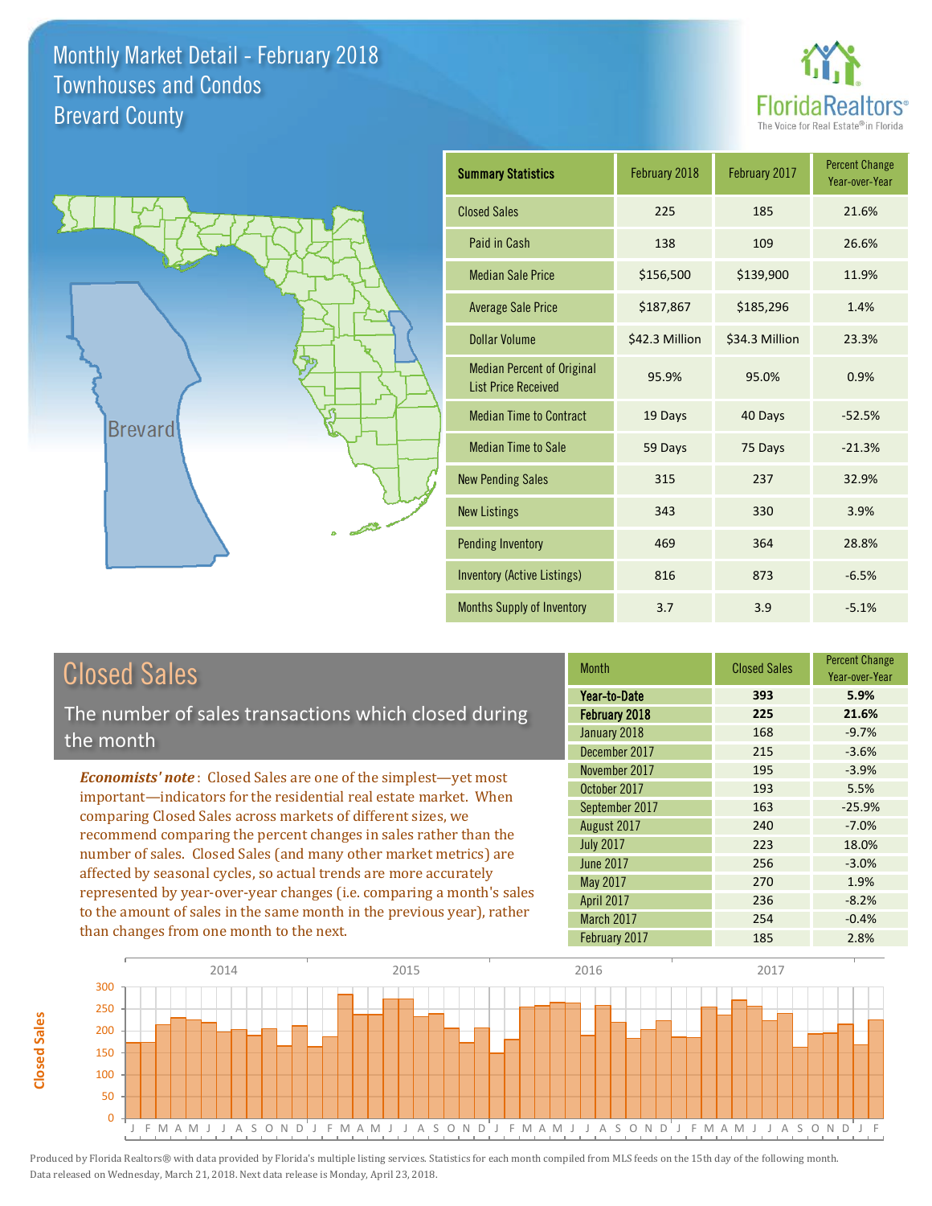# Monthly Market Detail - February 2018
## Townhouses and Condos
## Brevard County

FloridaRealtors® The Voice for Real Estate® in Florida

| Summary Statistics | February 2018 | February 2017 | Percent Change Year-over-Year |
|---|---|---|---|
| Closed Sales | 225 | 185 | 21.6% |
| Paid in Cash | 138 | 109 | 26.6% |
| Median Sale Price | $156,500 | $139,900 | 11.9% |
| Average Sale Price | $187,867 | $185,296 | 1.4% |
| Dollar Volume | $42.3 Million | $34.3 Million | 23.3% |
| Median Percent of Original List Price Received | 95.9% | 95.0% | 0.9% |
| Median Time to Contract | 19 Days | 40 Days | -52.5% |
| Median Time to Sale | 59 Days | 75 Days | -21.3% |
| New Pending Sales | 315 | 237 | 32.9% |
| New Listings | 343 | 330 | 3.9% |
| Pending Inventory | 469 | 364 | 28.8% |
| Inventory (Active Listings) | 816 | 873 | -6.5% |
| Months Supply of Inventory | 3.7 | 3.9 | -5.1% |

## Closed Sales

The number of sales transactions which closed during the month

***Economists' note***: Closed Sales are one of the simplest—yet most important—indicators for the residential real estate market. When comparing Closed Sales across markets of different sizes, we recommend comparing the percent changes in sales rather than the number of sales. Closed Sales (and many other market metrics) are affected by seasonal cycles, so actual trends are more accurately represented by year-over-year changes (i.e. comparing a month's sales to the amount of sales in the same month in the previous year), rather than changes from one month to the next.

| Month | Closed Sales | Percent Change Year-over-Year |
|---|---|---|
| **Year-to-Date** | **393** | **5.9%** |
| **February 2018** | **225** | **21.6%** |
| January 2018 | 168 | -9.7% |
| December 2017 | 215 | -3.6% |
| November 2017 | 195 | -3.9% |
| October 2017 | 193 | 5.5% |
| September 2017 | 163 | -25.9% |
| August 2017 | 240 | -7.0% |
| July 2017 | 223 | 18.0% |
| June 2017 | 256 | -3.0% |
| May 2017 | 270 | 1.9% |
| April 2017 | 236 | -8.2% |
| March 2017 | 254 | -0.4% |
| February 2017 | 185 | 2.8% |

Produced by Florida Realtors® with data provided by Florida's multiple listing services. Statistics for each month compiled from MLS feeds on the 15th day of the following month. Data released on Wednesday, March 21, 2018. Next data release is Monday, April 23, 2018.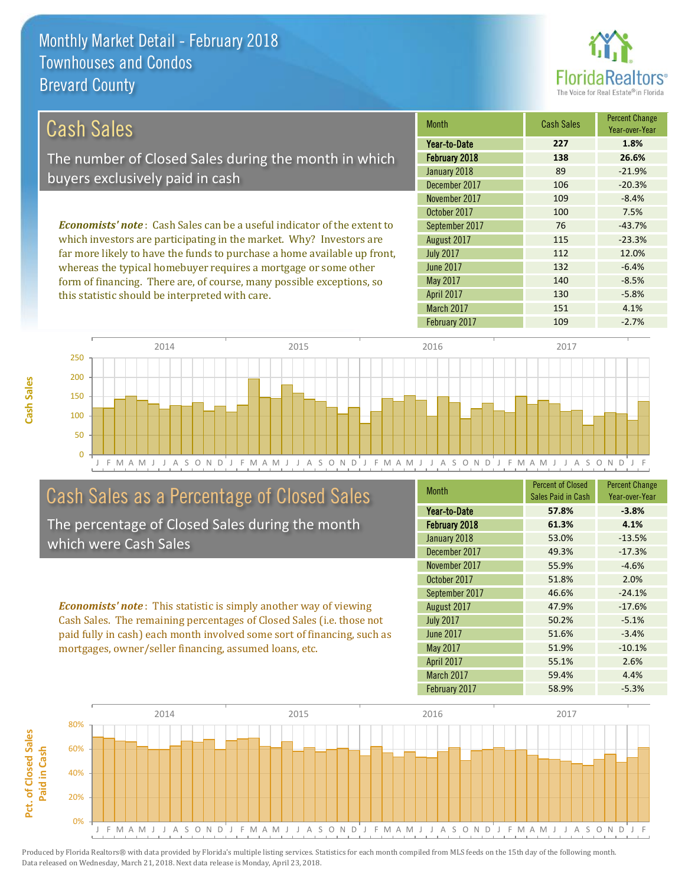# Monthly Market Detail - February 2018
## Townhouses and Condos
## Brevard County

## Cash Sales

The number of Closed Sales during the month in which buyers exclusively paid in cash

*Economists' note*: Cash Sales can be a useful indicator of the extent to which investors are participating in the market. Why? Investors are far more likely to have the funds to purchase a home available up front, whereas the typical homebuyer requires a mortgage or some other form of financing. There are, of course, many possible exceptions, so this statistic should be interpreted with care.

| Month | Cash Sales | Percent Change Year-over-Year |
|---|---|---|
| **Year-to-Date** | **227** | **1.8%** |
| **February 2018** | **138** | **26.6%** |
| January 2018 | 89 | -21.9% |
| December 2017 | 106 | -20.3% |
| November 2017 | 109 | -8.4% |
| October 2017 | 100 | 7.5% |
| September 2017 | 76 | -43.7% |
| August 2017 | 115 | -23.3% |
| July 2017 | 112 | 12.0% |
| June 2017 | 132 | -6.4% |
| May 2017 | 140 | -8.5% |
| April 2017 | 130 | -5.8% |
| March 2017 | 151 | 4.1% |
| February 2017 | 109 | -2.7% |

## Cash Sales as a Percentage of Closed Sales

The percentage of Closed Sales during the month which were Cash Sales

*Economists' note*: This statistic is simply another way of viewing Cash Sales. The remaining percentages of Closed Sales (i.e. those not paid fully in cash) each month involved some sort of financing, such as mortgages, owner/seller financing, assumed loans, etc.

| Month | Percent of Closed Sales Paid in Cash | Percent Change Year-over-Year |
|---|---|---|
| **Year-to-Date** | **57.8%** | **-3.8%** |
| **February 2018** | **61.3%** | **4.1%** |
| January 2018 | 53.0% | -13.5% |
| December 2017 | 49.3% | -17.3% |
| November 2017 | 55.9% | -4.6% |
| October 2017 | 51.8% | 2.0% |
| September 2017 | 46.6% | -24.1% |
| August 2017 | 47.9% | -17.6% |
| July 2017 | 50.2% | -5.1% |
| June 2017 | 51.6% | -3.4% |
| May 2017 | 51.9% | -10.1% |
| April 2017 | 55.1% | 2.6% |
| March 2017 | 59.4% | 4.4% |
| February 2017 | 58.9% | -5.3% |

Produced by Florida Realtors® with data provided by Florida's multiple listing services. Statistics for each month compiled from MLS feeds on the 15th day of the following month. Data released on Wednesday, March 21, 2018. Next data release is Monday, April 23, 2018.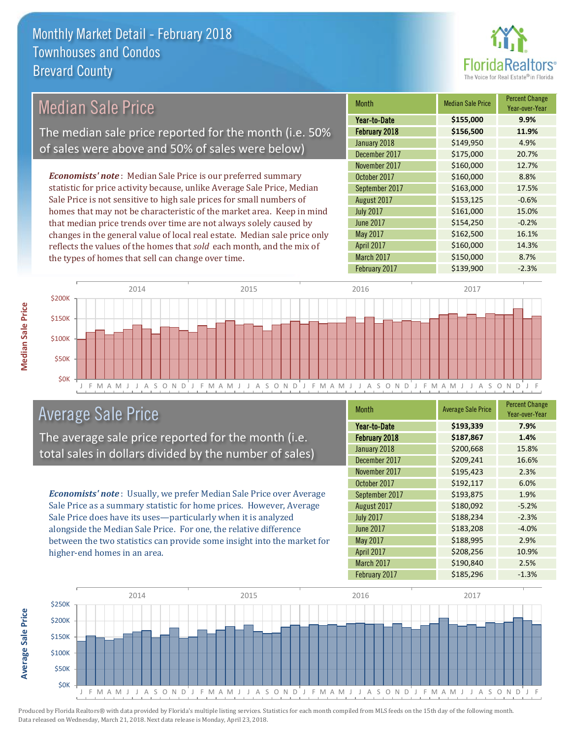# Monthly Market Detail - February 2018
## Townhouses and Condos
## Brevard County

## Median Sale Price

The median sale price reported for the month (i.e. 50% of sales were above and 50% of sales were below)

***Economists' note***: Median Sale Price is our preferred summary statistic for price activity because, unlike Average Sale Price, Median Sale Price is not sensitive to high sale prices for small numbers of homes that may not be characteristic of the market area. Keep in mind that median price trends over time are not always solely caused by changes in the general value of local real estate. Median sale price only reflects the values of the homes that *sold* each month, and the mix of the types of homes that sell can change over time.

| Month | Median Sale Price | Percent Change Year-over-Year |
|---|---|---|
| **Year-to-Date** | **$155,000** | **9.9%** |
| **February 2018** | **$156,500** | **11.9%** |
| January 2018 | $149,950 | 4.9% |
| December 2017 | $175,000 | 20.7% |
| November 2017 | $160,000 | 12.7% |
| October 2017 | $160,000 | 8.8% |
| September 2017 | $163,000 | 17.5% |
| August 2017 | $153,125 | -0.6% |
| July 2017 | $161,000 | 15.0% |
| June 2017 | $154,250 | -0.2% |
| May 2017 | $162,500 | 16.1% |
| April 2017 | $160,000 | 14.3% |
| March 2017 | $150,000 | 8.7% |
| February 2017 | $139,900 | -2.3% |

## Average Sale Price

The average sale price reported for the month (i.e. total sales in dollars divided by the number of sales)

***Economists' note***: Usually, we prefer Median Sale Price over Average Sale Price as a summary statistic for home prices. However, Average Sale Price does have its uses—particularly when it is analyzed alongside the Median Sale Price. For one, the relative difference between the two statistics can provide some insight into the market for higher-end homes in an area.

| Month | Average Sale Price | Percent Change Year-over-Year |
|---|---|---|
| **Year-to-Date** | **$193,339** | **7.9%** |
| **February 2018** | **$187,867** | **1.4%** |
| January 2018 | $200,668 | 15.8% |
| December 2017 | $209,241 | 16.6% |
| November 2017 | $195,423 | 2.3% |
| October 2017 | $192,117 | 6.0% |
| September 2017 | $193,875 | 1.9% |
| August 2017 | $180,092 | -5.2% |
| July 2017 | $188,234 | -2.3% |
| June 2017 | $183,208 | -4.0% |
| May 2017 | $188,995 | 2.9% |
| April 2017 | $208,256 | 10.9% |
| March 2017 | $190,840 | 2.5% |
| February 2017 | $185,296 | -1.3% |

Produced by Florida Realtors® with data provided by Florida's multiple listing services. Statistics for each month compiled from MLS feeds on the 15th day of the following month. Data released on Wednesday, March 21, 2018. Next data release is Monday, April 23, 2018.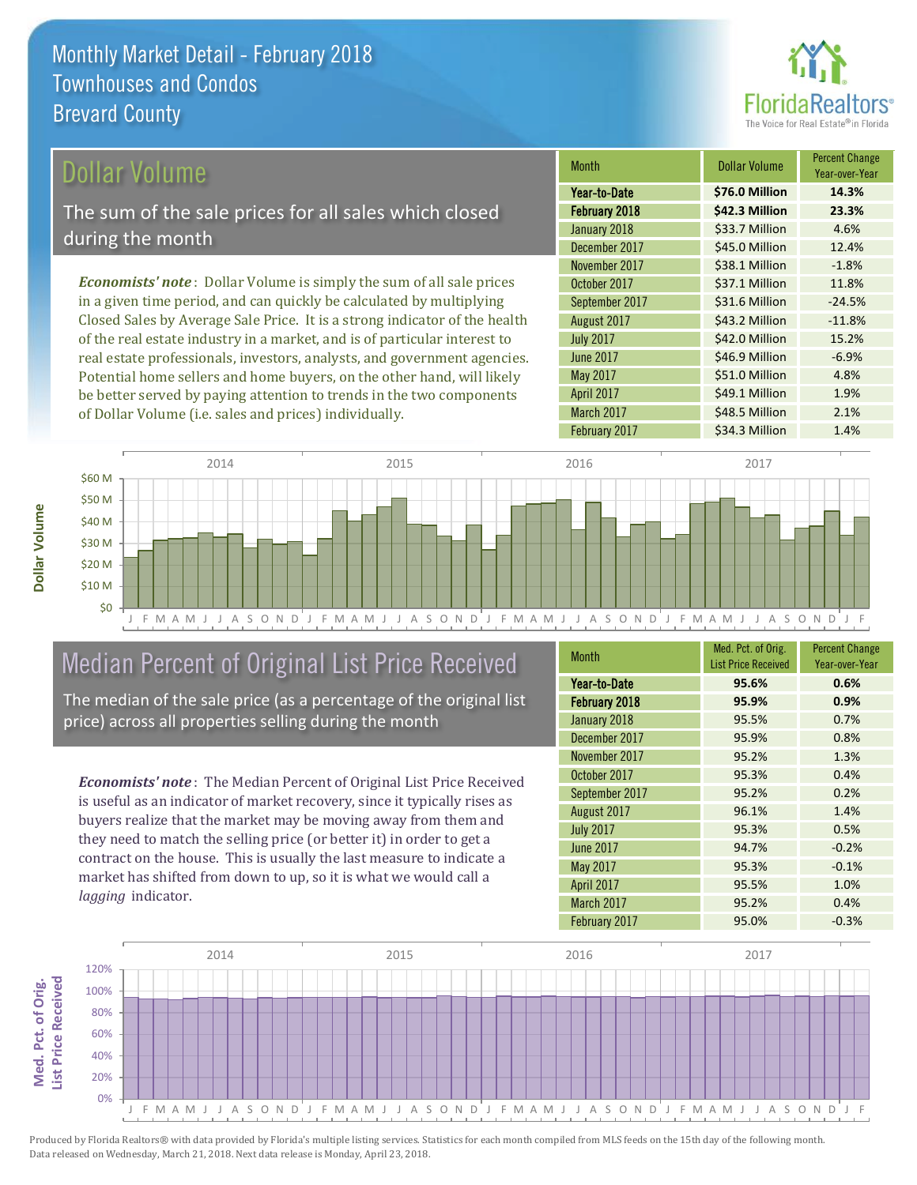# Monthly Market Detail - February 2018
## Townhouses and Condos
## Brevard County

## Dollar Volume

The sum of the sale prices for all sales which closed during the month

*Economists' note*: Dollar Volume is simply the sum of all sale prices in a given time period, and can quickly be calculated by multiplying Closed Sales by Average Sale Price. It is a strong indicator of the health of the real estate industry in a market, and is of particular interest to real estate professionals, investors, analysts, and government agencies. Potential home sellers and home buyers, on the other hand, will likely be better served by paying attention to trends in the two components of Dollar Volume (i.e. sales and prices) individually.

| Month | Dollar Volume | Percent Change Year-over-Year |
|---|---|---|
| **Year-to-Date** | **$76.0 Million** | **14.3%** |
| **February 2018** | **$42.3 Million** | **23.3%** |
| January 2018 | $33.7 Million | 4.6% |
| December 2017 | $45.0 Million | 12.4% |
| November 2017 | $38.1 Million | -1.8% |
| October 2017 | $37.1 Million | 11.8% |
| September 2017 | $31.6 Million | -24.5% |
| August 2017 | $43.2 Million | -11.8% |
| July 2017 | $42.0 Million | 15.2% |
| June 2017 | $46.9 Million | -6.9% |
| May 2017 | $51.0 Million | 4.8% |
| April 2017 | $49.1 Million | 1.9% |
| March 2017 | $48.5 Million | 2.1% |
| February 2017 | $34.3 Million | 1.4% |

## Median Percent of Original List Price Received

The median of the sale price (as a percentage of the original list price) across all properties selling during the month

*Economists' note*: The Median Percent of Original List Price Received is useful as an indicator of market recovery, since it typically rises as buyers realize that the market may be moving away from them and they need to match the selling price (or better it) in order to get a contract on the house. This is usually the last measure to indicate a market has shifted from down to up, so it is what we would call a *lagging* indicator.

| Month | Med. Pct. of Orig. List Price Received | Percent Change Year-over-Year |
|---|---|---|
| **Year-to-Date** | **95.6%** | **0.6%** |
| **February 2018** | **95.9%** | **0.9%** |
| January 2018 | 95.5% | 0.7% |
| December 2017 | 95.9% | 0.8% |
| November 2017 | 95.2% | 1.3% |
| October 2017 | 95.3% | 0.4% |
| September 2017 | 95.2% | 0.2% |
| August 2017 | 96.1% | 1.4% |
| July 2017 | 95.3% | 0.5% |
| June 2017 | 94.7% | -0.2% |
| May 2017 | 95.3% | -0.1% |
| April 2017 | 95.5% | 1.0% |
| March 2017 | 95.2% | 0.4% |
| February 2017 | 95.0% | -0.3% |

Produced by Florida Realtors® with data provided by Florida's multiple listing services. Statistics for each month compiled from MLS feeds on the 15th day of the following month. Data released on Wednesday, March 21, 2018. Next data release is Monday, April 23, 2018.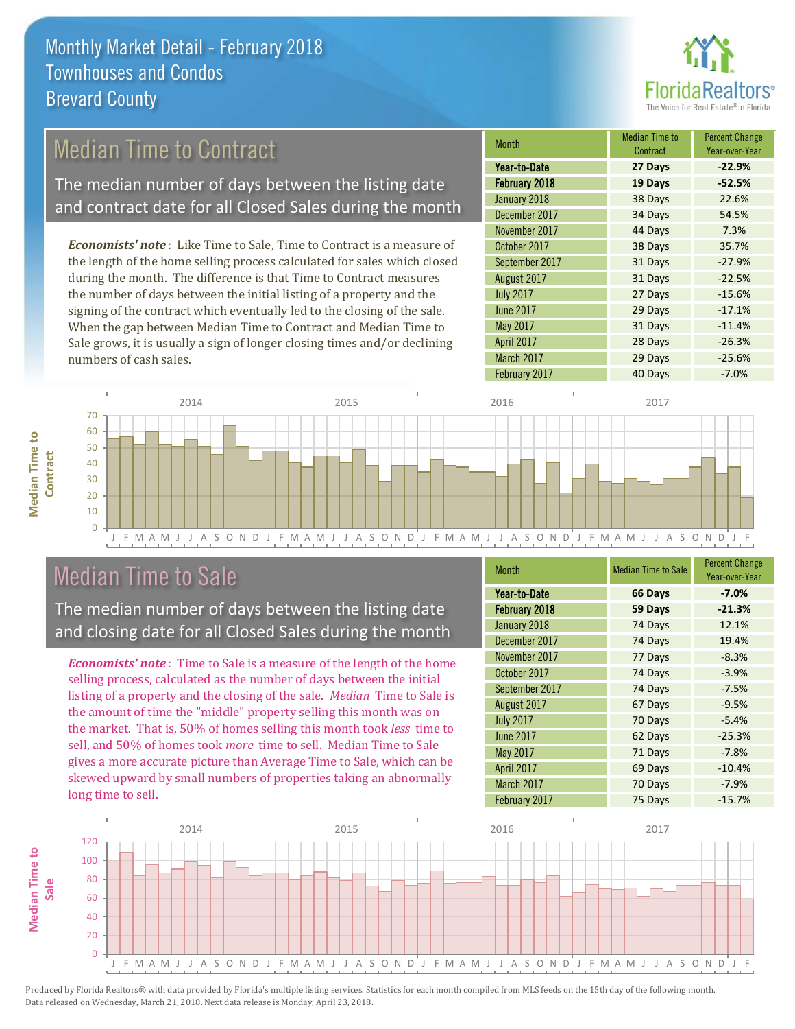# Monthly Market Detail - February 2018
## Townhouses and Condos
## Brevard County

## Median Time to Contract

The median number of days between the listing date and contract date for all Closed Sales during the month

*Economists' note*: Like Time to Sale, Time to Contract is a measure of the length of the home selling process calculated for sales which closed during the month. The difference is that Time to Contract measures the number of days between the initial listing of a property and the signing of the contract which eventually led to the closing of the sale. When the gap between Median Time to Contract and Median Time to Sale grows, it is usually a sign of longer closing times and/or declining numbers of cash sales.

| Month | Median Time to Contract | Percent Change Year-over-Year |
|---|---|---|
| **Year-to-Date** | **27 Days** | **-22.9%** |
| **February 2018** | **19 Days** | **-52.5%** |
| January 2018 | 38 Days | 22.6% |
| December 2017 | 34 Days | 54.5% |
| November 2017 | 44 Days | 7.3% |
| October 2017 | 38 Days | 35.7% |
| September 2017 | 31 Days | -27.9% |
| August 2017 | 31 Days | -22.5% |
| July 2017 | 27 Days | -15.6% |
| June 2017 | 29 Days | -17.1% |
| May 2017 | 31 Days | -11.4% |
| April 2017 | 28 Days | -26.3% |
| March 2017 | 29 Days | -25.6% |
| February 2017 | 40 Days | -7.0% |

## Median Time to Sale

The median number of days between the listing date and closing date for all Closed Sales during the month

*Economists' note*: Time to Sale is a measure of the length of the home selling process, calculated as the number of days between the initial listing of a property and the closing of the sale. *Median* Time to Sale is the amount of time the "middle" property selling this month was on the market. That is, 50% of homes selling this month took *less* time to sell, and 50% of homes took *more* time to sell. Median Time to Sale gives a more accurate picture than Average Time to Sale, which can be skewed upward by small numbers of properties taking an abnormally long time to sell.

| Month | Median Time to Sale | Percent Change Year-over-Year |
|---|---|---|
| **Year-to-Date** | **66 Days** | **-7.0%** |
| **February 2018** | **59 Days** | **-21.3%** |
| January 2018 | 74 Days | 12.1% |
| December 2017 | 74 Days | 19.4% |
| November 2017 | 77 Days | -8.3% |
| October 2017 | 74 Days | -3.9% |
| September 2017 | 74 Days | -7.5% |
| August 2017 | 67 Days | -9.5% |
| July 2017 | 70 Days | -5.4% |
| June 2017 | 62 Days | -25.3% |
| May 2017 | 71 Days | -7.8% |
| April 2017 | 69 Days | -10.4% |
| March 2017 | 70 Days | -7.9% |
| February 2017 | 75 Days | -15.7% |

Produced by Florida Realtors® with data provided by Florida's multiple listing services. Statistics for each month compiled from MLS feeds on the 15th day of the following month. Data released on Wednesday, March 21, 2018. Next data release is Monday, April 23, 2018.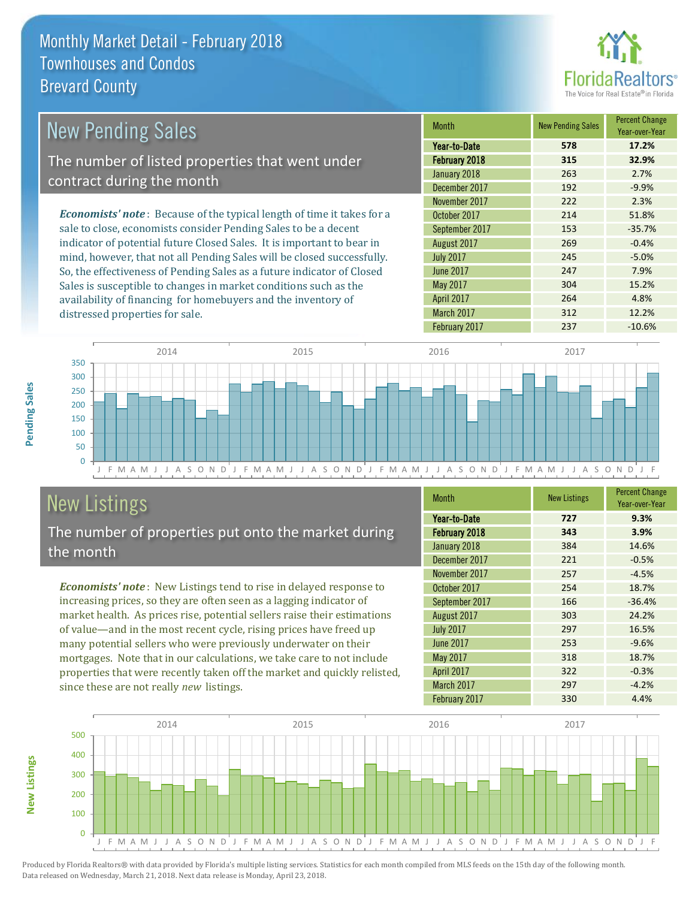# Monthly Market Detail - February 2018
## Townhouses and Condos
## Brevard County

## New Pending Sales

The number of listed properties that went under contract during the month

*Economists' note*: Because of the typical length of time it takes for a sale to close, economists consider Pending Sales to be a decent indicator of potential future Closed Sales. It is important to bear in mind, however, that not all Pending Sales will be closed successfully. So, the effectiveness of Pending Sales as a future indicator of Closed Sales is susceptible to changes in market conditions such as the availability of financing for homebuyers and the inventory of distressed properties for sale.

| Month | New Pending Sales | Percent Change Year-over-Year |
|---|---|---|
| **Year-to-Date** | **578** | **17.2%** |
| **February 2018** | **315** | **32.9%** |
| January 2018 | 263 | 2.7% |
| December 2017 | 192 | -9.9% |
| November 2017 | 222 | 2.3% |
| October 2017 | 214 | 51.8% |
| September 2017 | 153 | -35.7% |
| August 2017 | 269 | -0.4% |
| July 2017 | 245 | -5.0% |
| June 2017 | 247 | 7.9% |
| May 2017 | 304 | 15.2% |
| April 2017 | 264 | 4.8% |
| March 2017 | 312 | 12.2% |
| February 2017 | 237 | -10.6% |

## New Listings

The number of properties put onto the market during the month

*Economists' note*: New Listings tend to rise in delayed response to increasing prices, so they are often seen as a lagging indicator of market health. As prices rise, potential sellers raise their estimations of value—and in the most recent cycle, rising prices have freed up many potential sellers who were previously underwater on their mortgages. Note that in our calculations, we take care to not include properties that were recently taken off the market and quickly relisted, since these are not really *new* listings.

| Month | New Listings | Percent Change Year-over-Year |
|---|---|---|
| **Year-to-Date** | **727** | **9.3%** |
| **February 2018** | **343** | **3.9%** |
| January 2018 | 384 | 14.6% |
| December 2017 | 221 | -0.5% |
| November 2017 | 257 | -4.5% |
| October 2017 | 254 | 18.7% |
| September 2017 | 166 | -36.4% |
| August 2017 | 303 | 24.2% |
| July 2017 | 297 | 16.5% |
| June 2017 | 253 | -9.6% |
| May 2017 | 318 | 18.7% |
| April 2017 | 322 | -0.3% |
| March 2017 | 297 | -4.2% |
| February 2017 | 330 | 4.4% |

Produced by Florida Realtors® with data provided by Florida's multiple listing services. Statistics for each month compiled from MLS feeds on the 15th day of the following month. Data released on Wednesday, March 21, 2018. Next data release is Monday, April 23, 2018.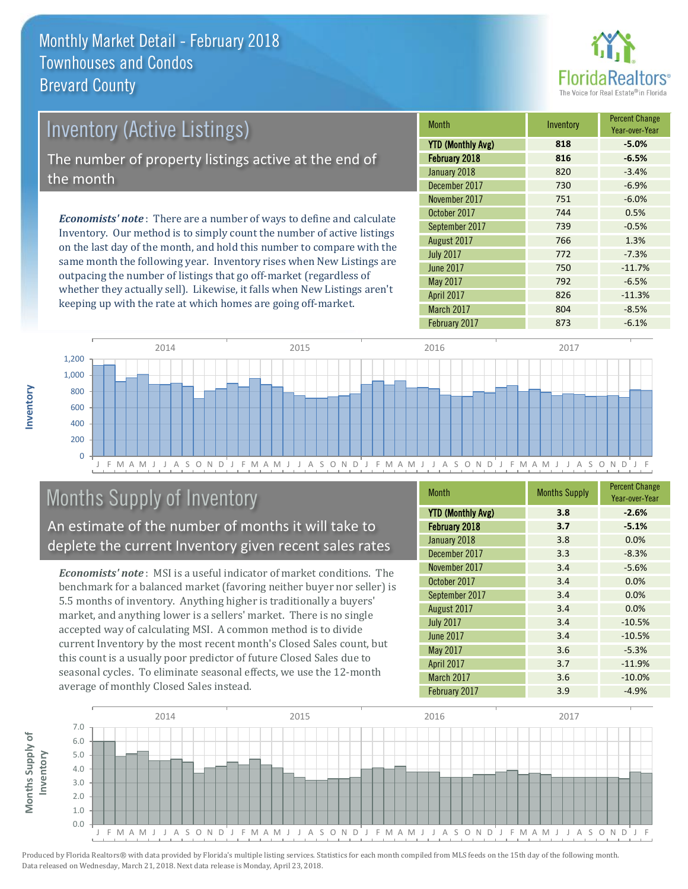# Monthly Market Detail - February 2018
## Townhouses and Condos
## Brevard County

## Inventory (Active Listings)

The number of property listings active at the end of the month

*Economists' note*: There are a number of ways to define and calculate Inventory. Our method is to simply count the number of active listings on the last day of the month, and hold this number to compare with the same month the following year. Inventory rises when New Listings are outpacing the number of listings that go off-market (regardless of whether they actually sell). Likewise, it falls when New Listings aren't keeping up with the rate at which homes are going off-market.

| Month | Inventory | Percent Change Year-over-Year |
|---|---|---|
| **YTD (Monthly Avg)** | **818** | **-5.0%** |
| **February 2018** | **816** | **-6.5%** |
| January 2018 | 820 | -3.4% |
| December 2017 | 730 | -6.9% |
| November 2017 | 751 | -6.0% |
| October 2017 | 744 | 0.5% |
| September 2017 | 739 | -0.5% |
| August 2017 | 766 | 1.3% |
| July 2017 | 772 | -7.3% |
| June 2017 | 750 | -11.7% |
| May 2017 | 792 | -6.5% |
| April 2017 | 826 | -11.3% |
| March 2017 | 804 | -8.5% |
| February 2017 | 873 | -6.1% |

## Months Supply of Inventory

An estimate of the number of months it will take to deplete the current Inventory given recent sales rates

*Economists' note*: MSI is a useful indicator of market conditions. The benchmark for a balanced market (favoring neither buyer nor seller) is 5.5 months of inventory. Anything higher is traditionally a buyers' market, and anything lower is a sellers' market. There is no single accepted way of calculating MSI. A common method is to divide current Inventory by the most recent month's Closed Sales count, but this count is a usually poor predictor of future Closed Sales due to seasonal cycles. To eliminate seasonal effects, we use the 12-month average of monthly Closed Sales instead.

| Month | Months Supply | Percent Change Year-over-Year |
|---|---|---|
| **YTD (Monthly Avg)** | **3.8** | **-2.6%** |
| **February 2018** | **3.7** | **-5.1%** |
| January 2018 | 3.8 | 0.0% |
| December 2017 | 3.3 | -8.3% |
| November 2017 | 3.4 | -5.6% |
| October 2017 | 3.4 | 0.0% |
| September 2017 | 3.4 | 0.0% |
| August 2017 | 3.4 | 0.0% |
| July 2017 | 3.4 | -10.5% |
| June 2017 | 3.4 | -10.5% |
| May 2017 | 3.6 | -5.3% |
| April 2017 | 3.7 | -11.9% |
| March 2017 | 3.6 | -10.0% |
| February 2017 | 3.9 | -4.9% |

Produced by Florida Realtors® with data provided by Florida's multiple listing services. Statistics for each month compiled from MLS feeds on the 15th day of the following month. Data released on Wednesday, March 21, 2018. Next data release is Monday, April 23, 2018.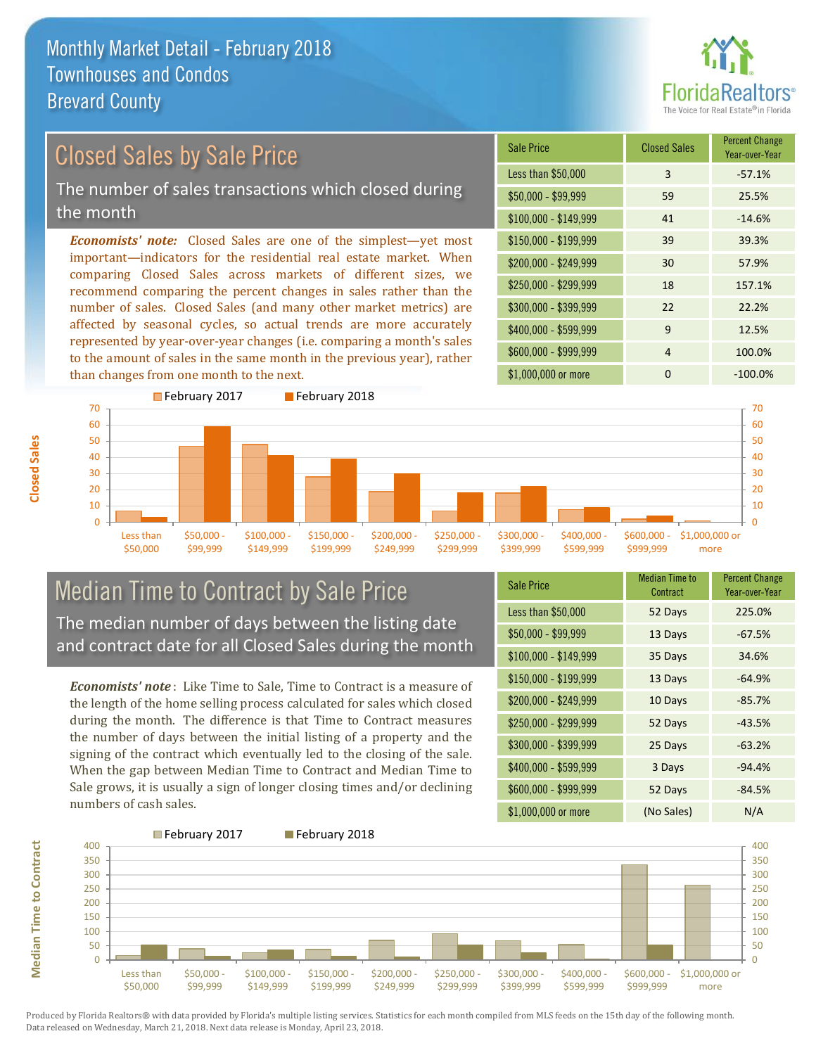# Monthly Market Detail - February 2018
## Townhouses and Condos
## Brevard County

## Closed Sales by Sale Price

The number of sales transactions which closed during the month

***Economists' note:*** Closed Sales are one of the simplest—yet most important—indicators for the residential real estate market. When comparing Closed Sales across markets of different sizes, we recommend comparing the percent changes in sales rather than the number of sales. Closed Sales (and many other market metrics) are affected by seasonal cycles, so actual trends are more accurately represented by year-over-year changes (i.e. comparing a month's sales to the amount of sales in the same month in the previous year), rather than changes from one month to the next.

| Sale Price | Closed Sales | Percent Change Year-over-Year |
|---|---|---|
| Less than $50,000 | 3 | -57.1% |
| $50,000 - $99,999 | 59 | 25.5% |
| $100,000 - $149,999 | 41 | -14.6% |
| $150,000 - $199,999 | 39 | 39.3% |
| $200,000 - $249,999 | 30 | 57.9% |
| $250,000 - $299,999 | 18 | 157.1% |
| $300,000 - $399,999 | 22 | 22.2% |
| $400,000 - $599,999 | 9 | 12.5% |
| $600,000 - $999,999 | 4 | 100.0% |
| $1,000,000 or more | 0 | -100.0% |

## Median Time to Contract by Sale Price

The median number of days between the listing date and contract date for all Closed Sales during the month

***Economists' note*:** Like Time to Sale, Time to Contract is a measure of the length of the home selling process calculated for sales which closed during the month. The difference is that Time to Contract measures the number of days between the initial listing of a property and the signing of the contract which eventually led to the closing of the sale. When the gap between Median Time to Contract and Median Time to Sale grows, it is usually a sign of longer closing times and/or declining numbers of cash sales.

| Sale Price | Median Time to Contract | Percent Change Year-over-Year |
|---|---|---|
| Less than $50,000 | 52 Days | 225.0% |
| $50,000 - $99,999 | 13 Days | -67.5% |
| $100,000 - $149,999 | 35 Days | 34.6% |
| $150,000 - $199,999 | 13 Days | -64.9% |
| $200,000 - $249,999 | 10 Days | -85.7% |
| $250,000 - $299,999 | 52 Days | -43.5% |
| $300,000 - $399,999 | 25 Days | -63.2% |
| $400,000 - $599,999 | 3 Days | -94.4% |
| $600,000 - $999,999 | 52 Days | -84.5% |
| $1,000,000 or more | (No Sales) | N/A |

Produced by Florida Realtors® with data provided by Florida's multiple listing services. Statistics for each month compiled from MLS feeds on the 15th day of the following month. Data released on Wednesday, March 21, 2018. Next data release is Monday, April 23, 2018.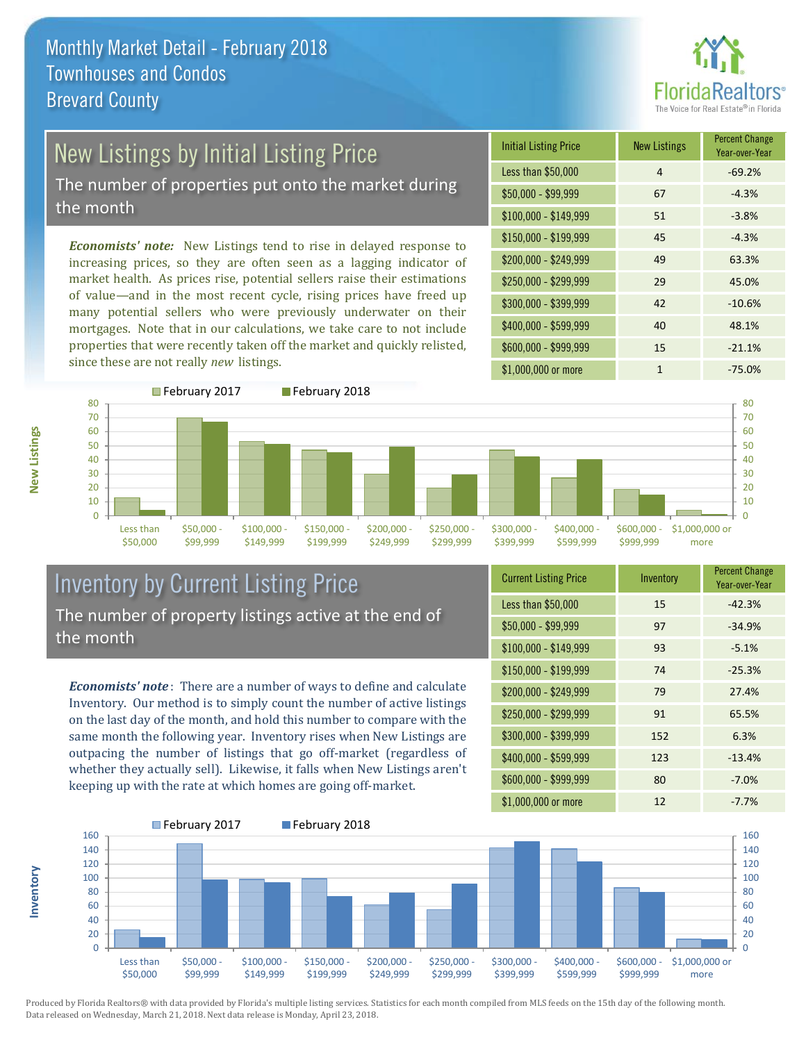# Monthly Market Detail - February 2018
## Townhouses and Condos
## Brevard County

## New Listings by Initial Listing Price

The number of properties put onto the market during the month

*Economists' note:* New Listings tend to rise in delayed response to increasing prices, so they are often seen as a lagging indicator of market health. As prices rise, potential sellers raise their estimations of value—and in the most recent cycle, rising prices have freed up many potential sellers who were previously underwater on their mortgages. Note that in our calculations, we take care to not include properties that were recently taken off the market and quickly relisted, since these are not really *new* listings.

| Initial Listing Price | New Listings | Percent Change Year-over-Year |
|---|---|---|
| Less than $50,000 | 4 | -69.2% |
| $50,000 - $99,999 | 67 | -4.3% |
| $100,000 - $149,999 | 51 | -3.8% |
| $150,000 - $199,999 | 45 | -4.3% |
| $200,000 - $249,999 | 49 | 63.3% |
| $250,000 - $299,999 | 29 | 45.0% |
| $300,000 - $399,999 | 42 | -10.6% |
| $400,000 - $599,999 | 40 | 48.1% |
| $600,000 - $999,999 | 15 | -21.1% |
| $1,000,000 or more | 1 | -75.0% |

## Inventory by Current Listing Price

The number of property listings active at the end of the month

*Economists' note*: There are a number of ways to define and calculate Inventory. Our method is to simply count the number of active listings on the last day of the month, and hold this number to compare with the same month the following year. Inventory rises when New Listings are outpacing the number of listings that go off-market (regardless of whether they actually sell). Likewise, it falls when New Listings aren't keeping up with the rate at which homes are going off-market.

| Current Listing Price | Inventory | Percent Change Year-over-Year |
|---|---|---|
| Less than $50,000 | 15 | -42.3% |
| $50,000 - $99,999 | 97 | -34.9% |
| $100,000 - $149,999 | 93 | -5.1% |
| $150,000 - $199,999 | 74 | -25.3% |
| $200,000 - $249,999 | 79 | 27.4% |
| $250,000 - $299,999 | 91 | 65.5% |
| $300,000 - $399,999 | 152 | 6.3% |
| $400,000 - $599,999 | 123 | -13.4% |
| $600,000 - $999,999 | 80 | -7.0% |
| $1,000,000 or more | 12 | -7.7% |

Produced by Florida Realtors® with data provided by Florida's multiple listing services. Statistics for each month compiled from MLS feeds on the 15th day of the following month. Data released on Wednesday, March 21, 2018. Next data release is Monday, April 23, 2018.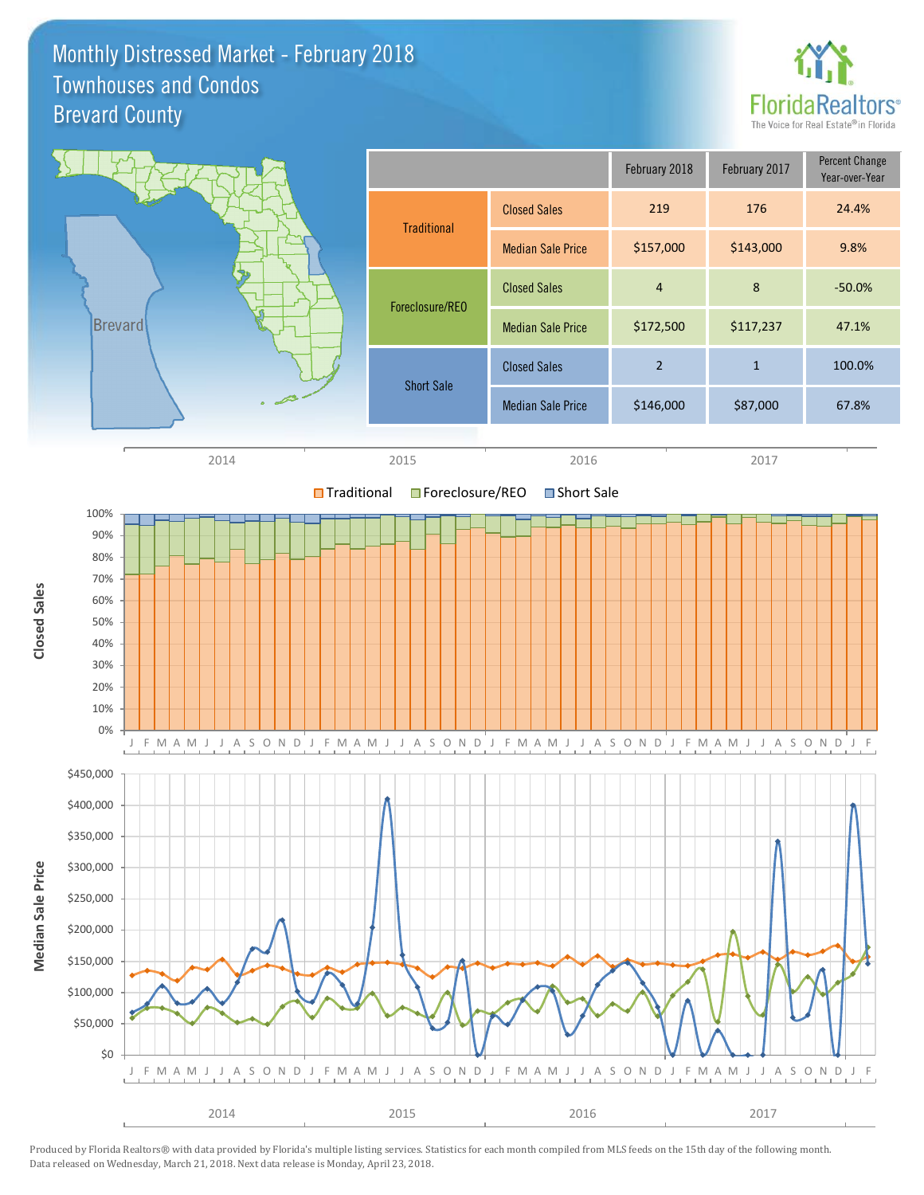# Monthly Distressed Market - February 2018
## Townhouses and Condos
## Brevard County

FloridaRealtors®
The Voice for Real Estate® in Florida

Brevard

| | | February 2018 | February 2017 | Percent Change Year-over-Year |
|---|---|---|---|---|
| Traditional | Closed Sales | 219 | 176 | 24.4% |
| | Median Sale Price | $157,000 | $143,000 | 9.8% |
| Foreclosure/REO | Closed Sales | 4 | 8 | -50.0% |
| | Median Sale Price | $172,500 | $117,237 | 47.1% |
| Short Sale | Closed Sales | 2 | 1 | 100.0% |
| | Median Sale Price | $146,000 | $87,000 | 67.8% |

2014 2015 2016 2017

Traditional Foreclosure/REO Short Sale

Closed Sales

100% 90% 80% 70% 60% 50% 40% 30% 20% 10% 0%

J F M A M J J A S O N D J F M A M J J A S O N D J F M A M J J A S O N D J F M A M J J A S O N D J F

Median Sale Price

$450,000 $400,000 $350,000 $300,000 $250,000 $200,000 $150,000 $100,000 $50,000 $0

J F M A M J J A S O N D J F M A M J J A S O N D J F M A M J J A S O N D J F M A M J J A S O N D J F

2014 2015 2016 2017

Produced by Florida Realtors® with data provided by Florida's multiple listing services. Statistics for each month compiled from MLS feeds on the 15th day of the following month. Data released on Wednesday, March 21, 2018. Next data release is Monday, April 23, 2018.